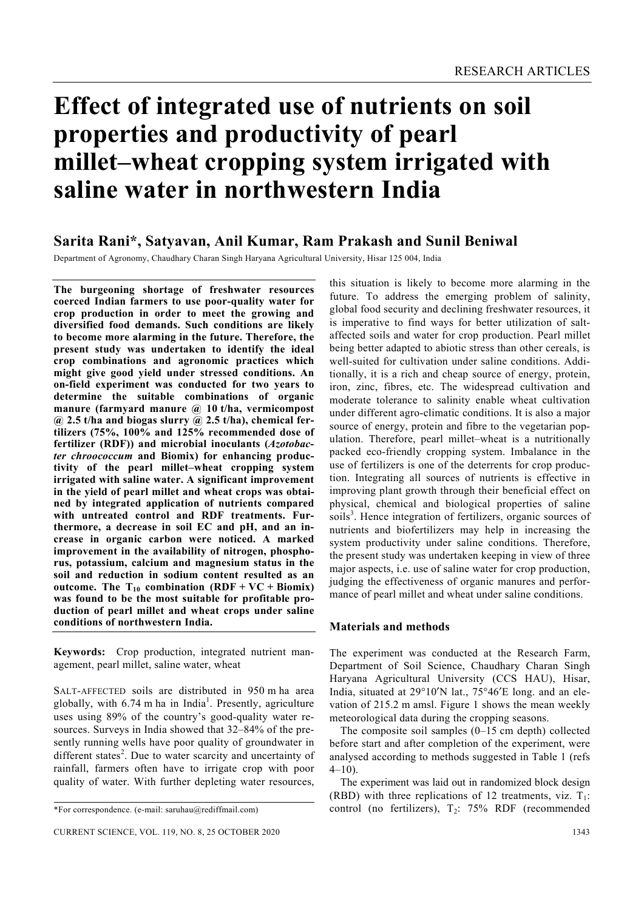# Effect of integrated use of nutrients on soil properties and productivity of pearl millet–wheat cropping system irrigated with saline water in northwestern India

**Sarita Rani*, Satyavan, Anil Kumar, Ram Prakash and Sunil Beniwal**

Department of Agronomy, Chaudhary Charan Singh Haryana Agricultural University, Hisar 125 004, India

**The burgeoning shortage of freshwater resources coerced Indian farmers to use poor-quality water for crop production in order to meet the growing and diversified food demands. Such conditions are likely to become more alarming in the future. Therefore, the present study was undertaken to identify the ideal crop combinations and agronomic practices which might give good yield under stressed conditions. An on-field experiment was conducted for two years to determine the suitable combinations of organic manure (farmyard manure @ 10 t/ha, vermicompost @ 2.5 t/ha and biogas slurry @ 2.5 t/ha), chemical fertilizers (75%, 100% and 125% recommended dose of fertilizer (RDF)) and microbial inoculants (*Azotobacter chroococcum* and Biomix) for enhancing productivity of the pearl millet–wheat cropping system irrigated with saline water. A significant improvement in the yield of pearl millet and wheat crops was obtained by integrated application of nutrients compared with untreated control and RDF treatments. Furthermore, a decrease in soil EC and pH, and an increase in organic carbon were noticed. A marked improvement in the availability of nitrogen, phosphorus, potassium, calcium and magnesium status in the soil and reduction in sodium content resulted as an outcome. The $T_{10}$ combination (RDF + VC + Biomix) was found to be the most suitable for profitable production of pearl millet and wheat crops under saline conditions of northwestern India.**

**Keywords:** Crop production, integrated nutrient management, pearl millet, saline water, wheat

SALT-AFFECTED soils are distributed in 950 m ha area globally, with 6.74 m ha in India[1]. Presently, agriculture uses using 89% of the country's good-quality water resources. Surveys in India showed that 32–84% of the presently running wells have poor quality of groundwater in different states[2]. Due to water scarcity and uncertainty of rainfall, farmers often have to irrigate crop with poor quality of water. With further depleting water resources, this situation is likely to become more alarming in the future. To address the emerging problem of salinity, global food security and declining freshwater resources, it is imperative to find ways for better utilization of salt-affected soils and water for crop production. Pearl millet being better adapted to abiotic stress than other cereals, is well-suited for cultivation under saline conditions. Additionally, it is a rich and cheap source of energy, protein, iron, zinc, fibres, etc. The widespread cultivation and moderate tolerance to salinity enable wheat cultivation under different agro-climatic conditions. It is also a major source of energy, protein and fibre to the vegetarian population. Therefore, pearl millet–wheat is a nutritionally packed eco-friendly cropping system. Imbalance in the use of fertilizers is one of the deterrents for crop production. Integrating all sources of nutrients is effective in improving plant growth through their beneficial effect on physical, chemical and biological properties of saline soils[3]. Hence integration of fertilizers, organic sources of nutrients and biofertilizers may help in increasing the system productivity under saline conditions. Therefore, the present study was undertaken keeping in view of three major aspects, i.e. use of saline water for crop production, judging the effectiveness of organic manures and performance of pearl millet and wheat under saline conditions.

## Materials and methods

The experiment was conducted at the Research Farm, Department of Soil Science, Chaudhary Charan Singh Haryana Agricultural University (CCS HAU), Hisar, India, situated at 29°10′N lat., 75°46′E long. and an elevation of 215.2 m amsl. Figure 1 shows the mean weekly meteorological data during the cropping seasons.

The composite soil samples (0–15 cm depth) collected before start and after completion of the experiment, were analysed according to methods suggested in Table 1 (refs 4–10).

The experiment was laid out in randomized block design (RBD) with three replications of 12 treatments, viz. $T_1$: control (no fertilizers), $T_2$: 75% RDF (recommended

*For correspondence. (e-mail: saruhau@rediffmail.com)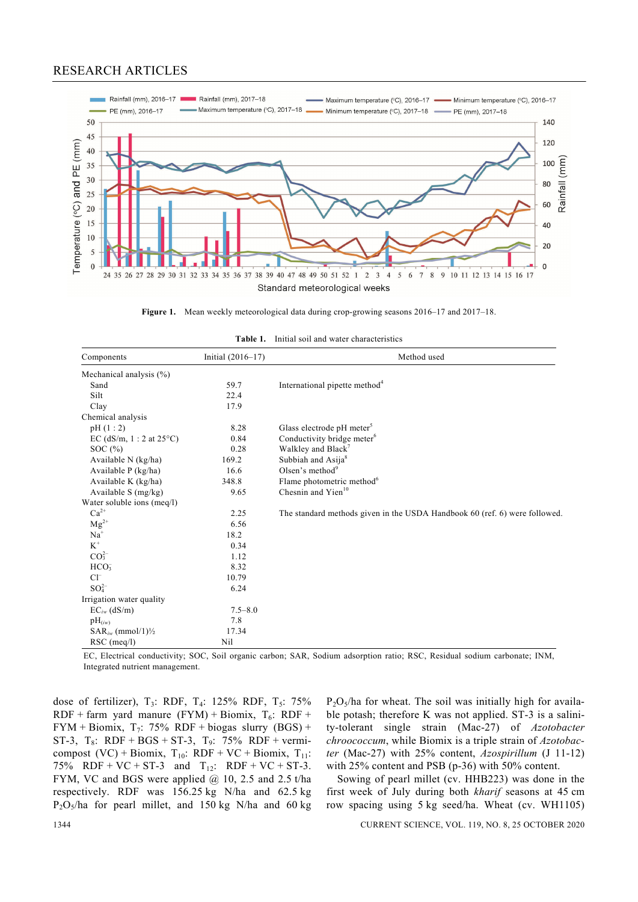Figure 1. Mean weekly meteorological data during crop-growing seasons 2016–17 and 2017–18.

Table 1. Initial soil and water characteristics

| Components | Initial (2016–17) | Method used |
|---|---|---|
| Mechanical analysis (%) | | |
| Sand | 59.7 | International pipette method[4] |
| Silt | 22.4 | |
| Clay | 17.9 | |
| Chemical analysis | | |
| pH (1 : 2) | 8.28 | Glass electrode pH meter[5] |
| EC (dS/m, 1 : 2 at 25°C) | 0.84 | Conductivity bridge meter[6] |
| SOC (%) | 0.28 | Walkley and Black[7] |
| Available N (kg/ha) | 169.2 | Subbiah and Asija[8] |
| Available P (kg/ha) | 16.6 | Olsen's method[9] |
| Available K (kg/ha) | 348.8 | Flame photometric method[6] |
| Available S (mg/kg) | 9.65 | Chesnin and Yien[10] |
| Water soluble ions (meq/l) | | |
| $Ca^{2+}$ | 2.25 | The standard methods given in the USDA Handbook 60 (ref. 6) were followed. |
| $Mg^{2+}$ | 6.56 | |
| $Na^{+}$ | 18.2 | |
| $K^{+}$ | 0.34 | |
| $CO_3^{2-}$ | 1.12 | |
| $HCO_3^{-}$ | 8.32 | |
| $Cl^{-}$ | 10.79 | |
| $SO_4^{2-}$ | 6.24 | |
| Irrigation water quality | | |
| $EC_{iw}$ (dS/m) | 7.5–8.0 | |
| $pH_{(iw)}$ | 7.8 | |
| $SAR_{iw}$ (mmol/1)½ | 17.34 | |
| RSC (meq/l) | Nil | |

EC, Electrical conductivity; SOC, Soil organic carbon; SAR, Sodium adsorption ratio; RSC, Residual sodium carbonate; INM, Integrated nutrient management.

dose of fertilizer), $T_3$: RDF, $T_4$: 125% RDF, $T_5$: 75% RDF + farm yard manure (FYM) + Biomix, $T_6$: RDF + FYM + Biomix, $T_7$: 75% RDF + biogas slurry (BGS) + ST-3, $T_8$: RDF + BGS + ST-3, $T_9$: 75% RDF + vermicompost (VC) + Biomix, $T_{10}$: RDF + VC + Biomix, $T_{11}$: 75% RDF + VC + ST-3 and $T_{12}$: RDF + VC + ST-3. FYM, VC and BGS were applied @ 10, 2.5 and 2.5 t/ha respectively. RDF was 156.25 kg N/ha and 62.5 kg $P_2O_5$/ha for pearl millet, and 150 kg N/ha and 60 kg $P_2O_5$/ha for wheat. The soil was initially high for available potash; therefore K was not applied. ST-3 is a salinity-tolerant single strain (Mac-27) of *Azotobacter chroococcum*, while Biomix is a triple strain of *Azotobacter* (Mac-27) with 25% content, *Azospirillum* (J 11-12) with 25% content and PSB (p-36) with 50% content.

Sowing of pearl millet (cv. HHB223) was done in the first week of July during both *kharif* seasons at 45 cm row spacing using 5 kg seed/ha. Wheat (cv. WH1105)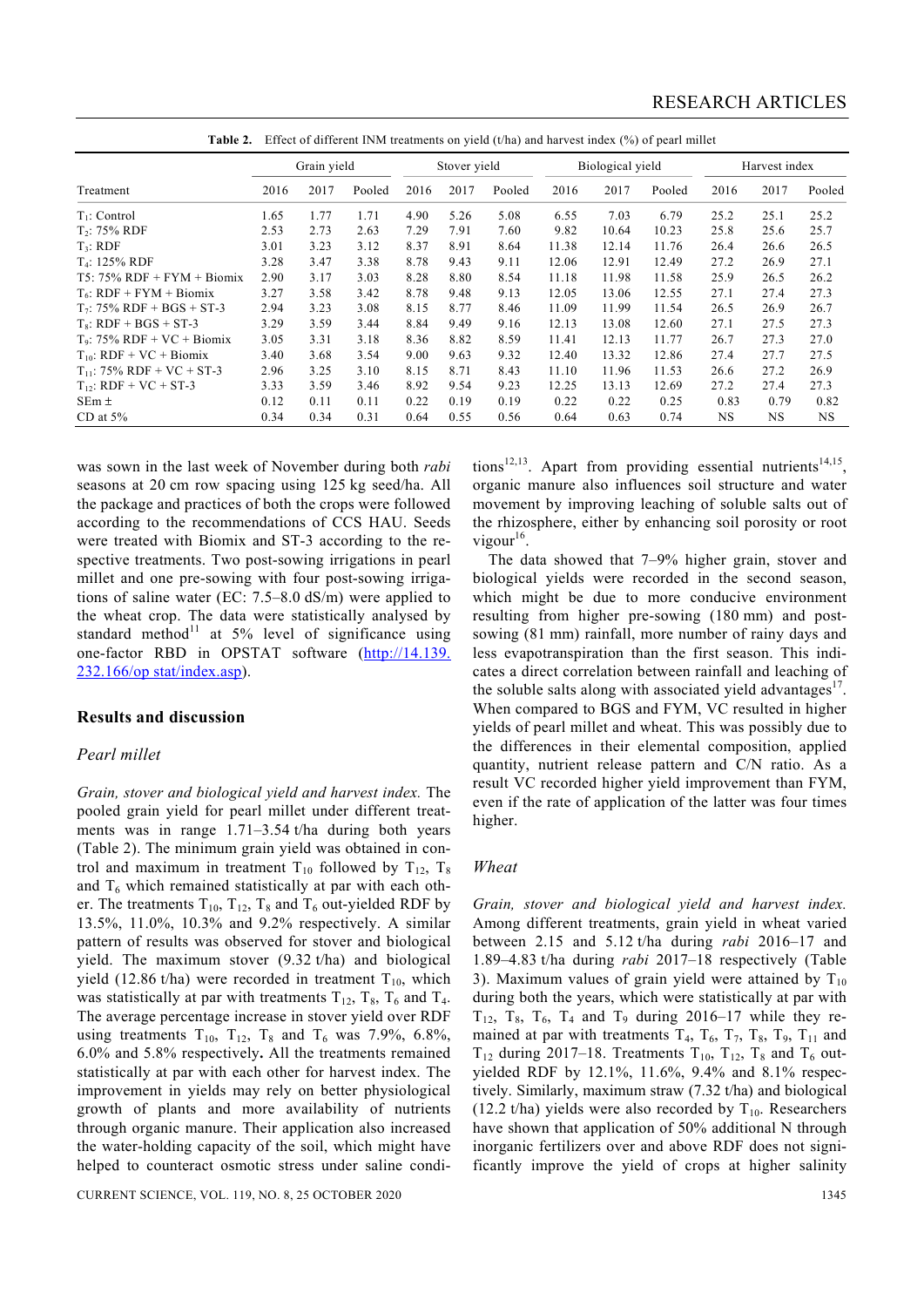**Table 2.** Effect of different INM treatments on yield (t/ha) and harvest index (%) of pearl millet

| Treatment | Grain yield | | | Stover yield | | | Biological yield | | | Harvest index | | |
|---|---|---|---|---|---|---|---|---|---|---|---|---|
| | 2016 | 2017 | Pooled | 2016 | 2017 | Pooled | 2016 | 2017 | Pooled | 2016 | 2017 | Pooled |
| $T_1$: Control | 1.65 | 1.77 | 1.71 | 4.90 | 5.26 | 5.08 | 6.55 | 7.03 | 6.79 | 25.2 | 25.1 | 25.2 |
| $T_2$: 75% RDF | 2.53 | 2.73 | 2.63 | 7.29 | 7.91 | 7.60 | 9.82 | 10.64 | 10.23 | 25.8 | 25.6 | 25.7 |
| $T_3$: RDF | 3.01 | 3.23 | 3.12 | 8.37 | 8.91 | 8.64 | 11.38 | 12.14 | 11.76 | 26.4 | 26.6 | 26.5 |
| $T_4$: 125% RDF | 3.28 | 3.47 | 3.38 | 8.78 | 9.43 | 9.11 | 12.06 | 12.91 | 12.49 | 27.2 | 26.9 | 27.1 |
| T5: 75% RDF + FYM + Biomix | 2.90 | 3.17 | 3.03 | 8.28 | 8.80 | 8.54 | 11.18 | 11.98 | 11.58 | 25.9 | 26.5 | 26.2 |
| $T_6$: RDF + FYM + Biomix | 3.27 | 3.58 | 3.42 | 8.78 | 9.48 | 9.13 | 12.05 | 13.06 | 12.55 | 27.1 | 27.4 | 27.3 |
| $T_7$: 75% RDF + BGS + ST-3 | 2.94 | 3.23 | 3.08 | 8.15 | 8.77 | 8.46 | 11.09 | 11.99 | 11.54 | 26.5 | 26.9 | 26.7 |
| $T_8$: RDF + BGS + ST-3 | 3.29 | 3.59 | 3.44 | 8.84 | 9.49 | 9.16 | 12.13 | 13.08 | 12.60 | 27.1 | 27.5 | 27.3 |
| $T_9$: 75% RDF + VC + Biomix | 3.05 | 3.31 | 3.18 | 8.36 | 8.82 | 8.59 | 11.41 | 12.13 | 11.77 | 26.7 | 27.3 | 27.0 |
| $T_{10}$: RDF + VC + Biomix | 3.40 | 3.68 | 3.54 | 9.00 | 9.63 | 9.32 | 12.40 | 13.32 | 12.86 | 27.4 | 27.7 | 27.5 |
| $T_{11}$: 75% RDF + VC + ST-3 | 2.96 | 3.25 | 3.10 | 8.15 | 8.71 | 8.43 | 11.10 | 11.96 | 11.53 | 26.6 | 27.2 | 26.9 |
| $T_{12}$: RDF + VC + ST-3 | 3.33 | 3.59 | 3.46 | 8.92 | 9.54 | 9.23 | 12.25 | 13.13 | 12.69 | 27.2 | 27.4 | 27.3 |
| SEm ± | 0.12 | 0.11 | 0.11 | 0.22 | 0.19 | 0.19 | 0.22 | 0.22 | 0.25 | 0.83 | 0.79 | 0.82 |
| CD at 5% | 0.34 | 0.34 | 0.31 | 0.64 | 0.55 | 0.56 | 0.64 | 0.63 | 0.74 | NS | NS | NS |

was sown in the last week of November during both *rabi* seasons at 20 cm row spacing using 125 kg seed/ha. All the package and practices of both the crops were followed according to the recommendations of CCS HAU. Seeds were treated with Biomix and ST-3 according to the respective treatments. Two post-sowing irrigations in pearl millet and one pre-sowing with four post-sowing irrigations of saline water (EC: 7.5–8.0 dS/m) were applied to the wheat crop. The data were statistically analysed by standard method[11] at 5% level of significance using one-factor RBD in OPSTAT software (http://14.139.232.166/op stat/index.asp).

## Results and discussion

### *Pearl millet*

*Grain, stover and biological yield and harvest index.* The pooled grain yield for pearl millet under different treatments was in range 1.71–3.54 t/ha during both years (Table 2). The minimum grain yield was obtained in control and maximum in treatment $T_{10}$ followed by $T_{12}$, $T_8$ and $T_6$ which remained statistically at par with each other. The treatments $T_{10}$, $T_{12}$, $T_8$ and $T_6$ out-yielded RDF by 13.5%, 11.0%, 10.3% and 9.2% respectively. A similar pattern of results was observed for stover and biological yield. The maximum stover (9.32 t/ha) and biological yield (12.86 t/ha) were recorded in treatment $T_{10}$, which was statistically at par with treatments $T_{12}$, $T_8$, $T_6$ and $T_4$. The average percentage increase in stover yield over RDF using treatments $T_{10}$, $T_{12}$, $T_8$ and $T_6$ was 7.9%, 6.8%, 6.0% and 5.8% respectively**.** All the treatments remained statistically at par with each other for harvest index. The improvement in yields may rely on better physiological growth of plants and more availability of nutrients through organic manure. Their application also increased the water-holding capacity of the soil, which might have helped to counteract osmotic stress under saline conditions[12,13]. Apart from providing essential nutrients[14,15], organic manure also influences soil structure and water movement by improving leaching of soluble salts out of the rhizosphere, either by enhancing soil porosity or root vigour[16].

The data showed that 7–9% higher grain, stover and biological yields were recorded in the second season, which might be due to more conducive environment resulting from higher pre-sowing (180 mm) and post-sowing (81 mm) rainfall, more number of rainy days and less evapotranspiration than the first season. This indicates a direct correlation between rainfall and leaching of the soluble salts along with associated yield advantages[17]. When compared to BGS and FYM, VC resulted in higher yields of pearl millet and wheat. This was possibly due to the differences in their elemental composition, applied quantity, nutrient release pattern and C/N ratio. As a result VC recorded higher yield improvement than FYM, even if the rate of application of the latter was four times higher.

### *Wheat*

*Grain, stover and biological yield and harvest index.* Among different treatments, grain yield in wheat varied between 2.15 and 5.12 t/ha during *rabi* 2016–17 and 1.89–4.83 t/ha during *rabi* 2017–18 respectively (Table 3). Maximum values of grain yield were attained by $T_{10}$ during both the years, which were statistically at par with $T_{12}$, $T_8$, $T_6$, $T_4$ and $T_9$ during 2016–17 while they remained at par with treatments $T_4$, $T_6$, $T_7$, $T_8$, $T_9$, $T_{11}$ and $T_{12}$ during 2017–18. Treatments $T_{10}$, $T_{12}$, $T_8$ and $T_6$ out-yielded RDF by 12.1%, 11.6%, 9.4% and 8.1% respectively. Similarly, maximum straw (7.32 t/ha) and biological (12.2 t/ha) yields were also recorded by $T_{10}$. Researchers have shown that application of 50% additional N through inorganic fertilizers over and above RDF does not significantly improve the yield of crops at higher salinity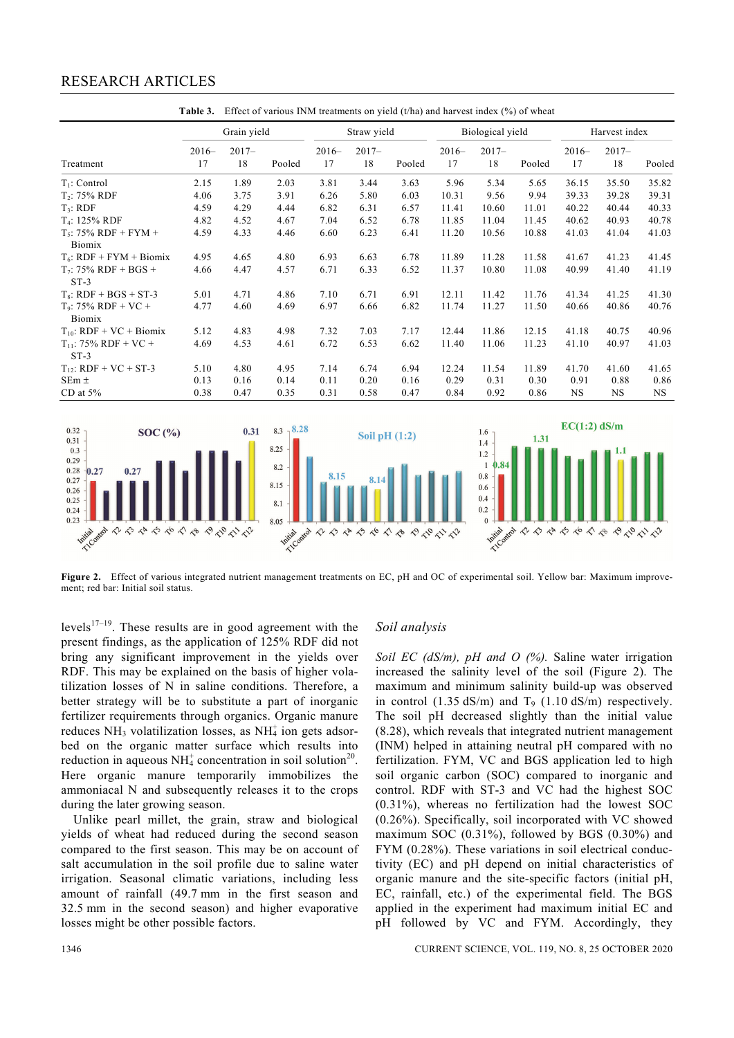**Table 3.** Effect of various INM treatments on yield (t/ha) and harvest index (%) of wheat

| Treatment | Grain yield | | | Straw yield | | | Biological yield | | | Harvest index | | |
|---|---|---|---|---|---|---|---|---|---|---|---|---|
| | 2016–17 | 2017–18 | Pooled | 2016–17 | 2017–18 | Pooled | 2016–17 | 2017–18 | Pooled | 2016–17 | 2017–18 | Pooled |
| $T_1$: Control | 2.15 | 1.89 | 2.03 | 3.81 | 3.44 | 3.63 | 5.96 | 5.34 | 5.65 | 36.15 | 35.50 | 35.82 |
| $T_2$: 75% RDF | 4.06 | 3.75 | 3.91 | 6.26 | 5.80 | 6.03 | 10.31 | 9.56 | 9.94 | 39.33 | 39.28 | 39.31 |
| $T_3$: RDF | 4.59 | 4.29 | 4.44 | 6.82 | 6.31 | 6.57 | 11.41 | 10.60 | 11.01 | 40.22 | 40.44 | 40.33 |
| $T_4$: 125% RDF | 4.82 | 4.52 | 4.67 | 7.04 | 6.52 | 6.78 | 11.85 | 11.04 | 11.45 | 40.62 | 40.93 | 40.78 |
| $T_5$: 75% RDF + FYM + Biomix | 4.59 | 4.33 | 4.46 | 6.60 | 6.23 | 6.41 | 11.20 | 10.56 | 10.88 | 41.03 | 41.04 | 41.03 |
| $T_6$: RDF + FYM + Biomix | 4.95 | 4.65 | 4.80 | 6.93 | 6.63 | 6.78 | 11.89 | 11.28 | 11.58 | 41.67 | 41.23 | 41.45 |
| $T_7$: 75% RDF + BGS + ST-3 | 4.66 | 4.47 | 4.57 | 6.71 | 6.33 | 6.52 | 11.37 | 10.80 | 11.08 | 40.99 | 41.40 | 41.19 |
| $T_8$: RDF + BGS + ST-3 | 5.01 | 4.71 | 4.86 | 7.10 | 6.71 | 6.91 | 12.11 | 11.42 | 11.76 | 41.34 | 41.25 | 41.30 |
| $T_9$: 75% RDF + VC + Biomix | 4.77 | 4.60 | 4.69 | 6.97 | 6.66 | 6.82 | 11.74 | 11.27 | 11.50 | 40.66 | 40.86 | 40.76 |
| $T_{10}$: RDF + VC + Biomix | 5.12 | 4.83 | 4.98 | 7.32 | 7.03 | 7.17 | 12.44 | 11.86 | 12.15 | 41.18 | 40.75 | 40.96 |
| $T_{11}$: 75% RDF + VC + ST-3 | 4.69 | 4.53 | 4.61 | 6.72 | 6.53 | 6.62 | 11.40 | 11.06 | 11.23 | 41.10 | 40.97 | 41.03 |
| $T_{12}$: RDF + VC + ST-3 | 5.10 | 4.80 | 4.95 | 7.14 | 6.74 | 6.94 | 12.24 | 11.54 | 11.89 | 41.70 | 41.60 | 41.65 |
| SEm ± | 0.13 | 0.16 | 0.14 | 0.11 | 0.20 | 0.16 | 0.29 | 0.31 | 0.30 | 0.91 | 0.88 | 0.86 |
| CD at 5% | 0.38 | 0.47 | 0.35 | 0.31 | 0.58 | 0.47 | 0.84 | 0.92 | 0.86 | NS | NS | NS |

**Figure 2.** Effect of various integrated nutrient management treatments on EC, pH and OC of experimental soil. Yellow bar: Maximum improvement; red bar: Initial soil status.

levels[17–19]. These results are in good agreement with the present findings, as the application of 125% RDF did not bring any significant improvement in the yields over RDF. This may be explained on the basis of higher volatilization losses of N in saline conditions. Therefore, a better strategy will be to substitute a part of inorganic fertilizer requirements through organics. Organic manure reduces $NH_3$ volatilization losses, as $NH_4^+$ ion gets adsorbed on the organic matter surface which results into reduction in aqueous $NH_4^+$ concentration in soil solution[20]. Here organic manure temporarily immobilizes the ammoniacal N and subsequently releases it to the crops during the later growing season.

Unlike pearl millet, the grain, straw and biological yields of wheat had reduced during the second season compared to the first season. This may be on account of salt accumulation in the soil profile due to saline water irrigation. Seasonal climatic variations, including less amount of rainfall (49.7 mm in the first season and 32.5 mm in the second season) and higher evaporative losses might be other possible factors.

### *Soil analysis*

*Soil EC (dS/m), pH and O (%).* Saline water irrigation increased the salinity level of the soil (Figure 2). The maximum and minimum salinity build-up was observed in control (1.35 dS/m) and $T_9$ (1.10 dS/m) respectively. The soil pH decreased slightly than the initial value (8.28), which reveals that integrated nutrient management (INM) helped in attaining neutral pH compared with no fertilization. FYM, VC and BGS application led to high soil organic carbon (SOC) compared to inorganic and control. RDF with ST-3 and VC had the highest SOC (0.31%), whereas no fertilization had the lowest SOC (0.26%). Specifically, soil incorporated with VC showed maximum SOC (0.31%), followed by BGS (0.30%) and FYM (0.28%). These variations in soil electrical conductivity (EC) and pH depend on initial characteristics of organic manure and the site-specific factors (initial pH, EC, rainfall, etc.) of the experimental field. The BGS applied in the experiment had maximum initial EC and pH followed by VC and FYM. Accordingly, they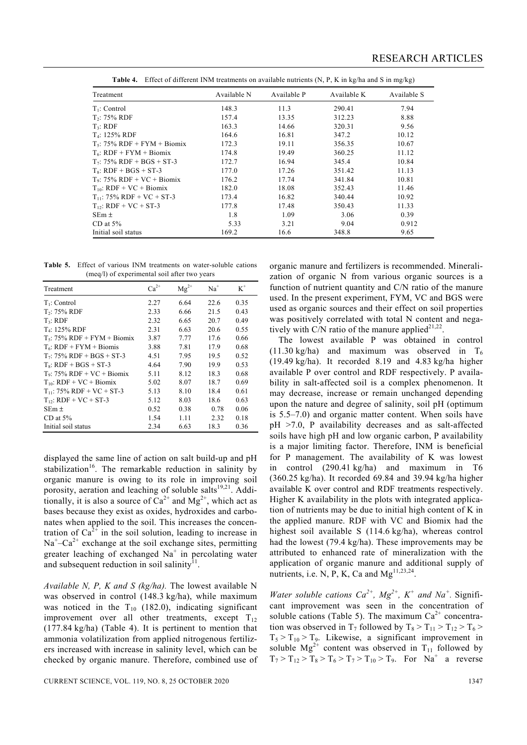**Table 4.** Effect of different INM treatments on available nutrients (N, P, K in kg/ha and S in mg/kg)

| Treatment | Available N | Available P | Available K | Available S |
|---|---|---|---|---|
| $T_1$: Control | 148.3 | 11.3 | 290.41 | 7.94 |
| $T_2$: 75% RDF | 157.4 | 13.35 | 312.23 | 8.88 |
| $T_3$: RDF | 163.3 | 14.66 | 320.31 | 9.56 |
| $T_4$: 125% RDF | 164.6 | 16.81 | 347.2 | 10.12 |
| $T_5$: 75% RDF + FYM + Biomix | 172.3 | 19.11 | 356.35 | 10.67 |
| $T_6$: RDF + FYM + Biomix | 174.8 | 19.49 | 360.25 | 11.12 |
| $T_7$: 75% RDF + BGS + ST-3 | 172.7 | 16.94 | 345.4 | 10.84 |
| $T_8$: RDF + BGS + ST-3 | 177.0 | 17.26 | 351.42 | 11.13 |
| $T_9$: 75% RDF + VC + Biomix | 176.2 | 17.74 | 341.84 | 10.81 |
| $T_{10}$: RDF + VC + Biomix | 182.0 | 18.08 | 352.43 | 11.46 |
| $T_{11}$: 75% RDF + VC + ST-3 | 173.4 | 16.82 | 340.44 | 10.92 |
| $T_{12}$: RDF + VC + ST-3 | 177.8 | 17.48 | 350.43 | 11.33 |
| SEm ± | 1.8 | 1.09 | 3.06 | 0.39 |
| CD at 5% | 5.33 | 3.21 | 9.04 | 0.912 |
| Initial soil status | 169.2 | 16.6 | 348.8 | 9.65 |

**Table 5.** Effect of various INM treatments on water-soluble cations (meq/l) of experimental soil after two years

| Treatment | $Ca^{2+}$ | $Mg^{2+}$ | $Na^{+}$ | $K^{+}$ |
|---|---|---|---|---|
| $T_1$: Control | 2.27 | 6.64 | 22.6 | 0.35 |
| $T_2$: 75% RDF | 2.33 | 6.66 | 21.5 | 0.43 |
| $T_3$: RDF | 2.32 | 6.65 | 20.7 | 0.49 |
| $T_4$: 125% RDF | 2.31 | 6.63 | 20.6 | 0.55 |
| $T_5$: 75% RDF + FYM + Biomix | 3.87 | 7.77 | 17.6 | 0.66 |
| $T_6$: RDF + FYM + Biomis | 3.88 | 7.81 | 17.9 | 0.68 |
| $T_7$: 75% RDF + BGS + ST-3 | 4.51 | 7.95 | 19.5 | 0.52 |
| $T_8$: RDF + BGS + ST-3 | 4.64 | 7.90 | 19.9 | 0.53 |
| $T_9$: 75% RDF + VC + Biomix | 5.11 | 8.12 | 18.3 | 0.68 |
| $T_{10}$: RDF + VC + Biomix | 5.02 | 8.07 | 18.7 | 0.69 |
| $T_{11}$: 75% RDF + VC + ST-3 | 5.13 | 8.10 | 18.4 | 0.61 |
| $T_{12}$: RDF + VC + ST-3 | 5.12 | 8.03 | 18.6 | 0.63 |
| SEm ± | 0.52 | 0.38 | 0.78 | 0.06 |
| CD at 5% | 1.54 | 1.11 | 2.32 | 0.18 |
| Initial soil status | 2.34 | 6.63 | 18.3 | 0.36 |

displayed the same line of action on salt build-up and pH stabilization[16]. The remarkable reduction in salinity by organic manure is owing to its role in improving soil porosity, aeration and leaching of soluble salts[19,21]. Additionally, it is also a source of $Ca^{2+}$ and $Mg^{2+}$, which act as bases because they exist as oxides, hydroxides and carbonates when applied to the soil. This increases the concentration of $Ca^{2+}$ in the soil solution, leading to increase in $Na^{+}$–$Ca^{2+}$ exchange at the soil exchange sites, permitting greater leaching of exchanged $Na^{+}$ in percolating water and subsequent reduction in soil salinity[11].

*Available N, P, K and S (kg/ha).* The lowest available N was observed in control (148.3 kg/ha), while maximum was noticed in the $T_{10}$ (182.0), indicating significant improvement over all other treatments, except $T_{12}$ (177.84 kg/ha) (Table 4). It is pertinent to mention that ammonia volatilization from applied nitrogenous fertilizers increased with increase in salinity level, which can be checked by organic manure. Therefore, combined use of organic manure and fertilizers is recommended. Mineralization of organic N from various organic sources is a function of nutrient quantity and C/N ratio of the manure used. In the present experiment, FYM, VC and BGS were used as organic sources and their effect on soil properties was positively correlated with total N content and negatively with C/N ratio of the manure applied[21,22].

The lowest available P was obtained in control (11.30 kg/ha) and maximum was observed in $T_6$ (19.49 kg/ha). It recorded 8.19 and 4.83 kg/ha higher available P over control and RDF respectively. P availability in salt-affected soil is a complex phenomenon. It may decrease, increase or remain unchanged depending upon the nature and degree of salinity, soil pH (optimum is 5.5–7.0) and organic matter content. When soils have pH >7.0, P availability decreases and as salt-affected soils have high pH and low organic carbon, P availability is a major limiting factor. Therefore, INM is beneficial for P management. The availability of K was lowest in control (290.41 kg/ha) and maximum in T6 (360.25 kg/ha). It recorded 69.84 and 39.94 kg/ha higher available K over control and RDF treatments respectively. Higher K availability in the plots with integrated application of nutrients may be due to initial high content of K in the applied manure. RDF with VC and Biomix had the highest soil available S (114.6 kg/ha), whereas control had the lowest (79.4 kg/ha). These improvements may be attributed to enhanced rate of mineralization with the application of organic manure and additional supply of nutrients, i.e. N, P, K, Ca and Mg[11,23,24].

*Water soluble cations $Ca^{2+}$, $Mg^{2+}$, $K^{+}$ and $Na^{+}$.* Significant improvement was seen in the concentration of soluble cations (Table 5). The maximum $Ca^{2+}$ concentration was observed in $T_7$ followed by $T_8 > T_{11} > T_{12} > T_6 > T_5 > T_{10} > T_9$. Likewise, a significant improvement in soluble $Mg^{2+}$ content was observed in $T_{11}$ followed by $T_7 > T_{12} > T_8 > T_6 > T_7 > T_{10} > T_9$. For $Na^{+}$ a reverse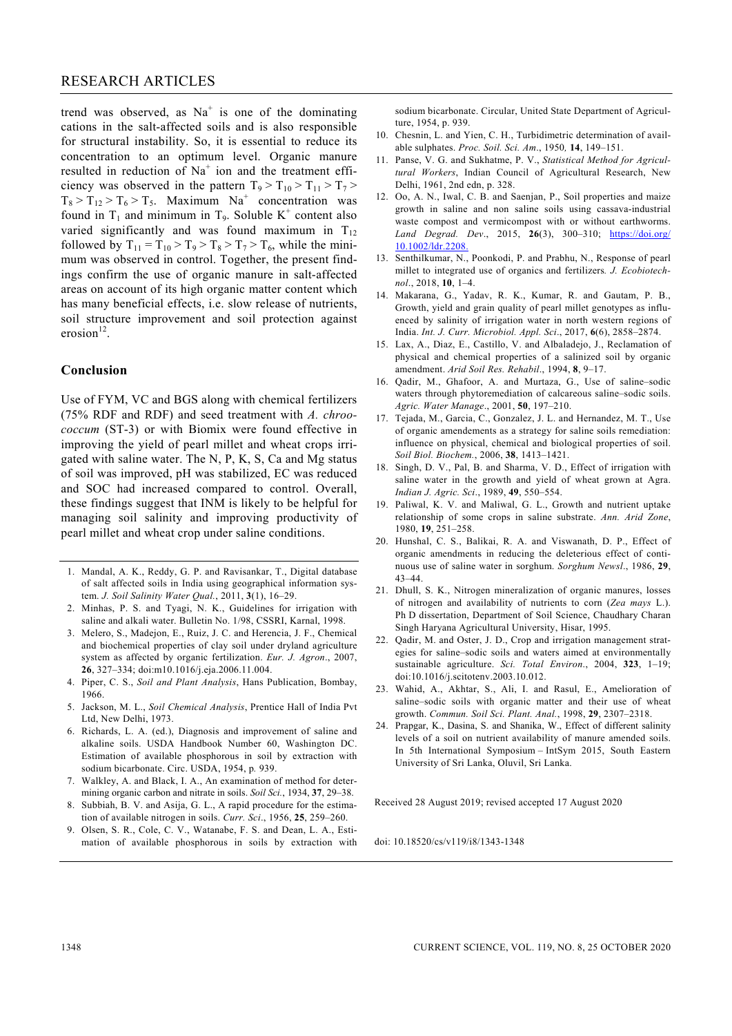trend was observed, as $Na^+$ is one of the dominating cations in the salt-affected soils and is also responsible for structural instability. So, it is essential to reduce its concentration to an optimum level. Organic manure resulted in reduction of $Na^+$ ion and the treatment efficiency was observed in the pattern $T_9 > T_{10} > T_{11} > T_7 > T_8 > T_{12} > T_6 > T_5$. Maximum $Na^+$ concentration was found in $T_1$ and minimum in $T_9$. Soluble $K^+$ content also varied significantly and was found maximum in $T_{12}$ followed by $T_{11} = T_{10} > T_9 > T_8 > T_7 > T_6$, while the minimum was observed in control. Together, the present findings confirm the use of organic manure in salt-affected areas on account of its high organic matter content which has many beneficial effects, i.e. slow release of nutrients, soil structure improvement and soil protection against erosion[12].

## Conclusion

Use of FYM, VC and BGS along with chemical fertilizers (75% RDF and RDF) and seed treatment with *A. chroococcum* (ST-3) or with Biomix were found effective in improving the yield of pearl millet and wheat crops irrigated with saline water. The N, P, K, S, Ca and Mg status of soil was improved, pH was stabilized, EC was reduced and SOC had increased compared to control. Overall, these findings suggest that INM is likely to be helpful for managing soil salinity and improving productivity of pearl millet and wheat crop under saline conditions.

1. Mandal, A. K., Reddy, G. P. and Ravisankar, T., Digital database of salt affected soils in India using geographical information system. *J. Soil Salinity Water Qual.*, 2011, **3**(1), 16–29.
2. Minhas, P. S. and Tyagi, N. K., Guidelines for irrigation with saline and alkali water. Bulletin No. 1/98, CSSRI, Karnal, 1998.
3. Melero, S., Madejon, E., Ruiz, J. C. and Herencia, J. F., Chemical and biochemical properties of clay soil under dryland agriculture system as affected by organic fertilization. *Eur. J. Agron*., 2007, **26**, 327–334; doi:m10.1016/j.eja.2006.11.004.
4. Piper, C. S., *Soil and Plant Analysis*, Hans Publication, Bombay, 1966.
5. Jackson, M. L., *Soil Chemical Analysis*, Prentice Hall of India Pvt Ltd, New Delhi, 1973.
6. Richards, L. A. (ed.), Diagnosis and improvement of saline and alkaline soils. USDA Handbook Number 60, Washington DC. Estimation of available phosphorous in soil by extraction with sodium bicarbonate. Circ. USDA, 1954, p. 939.
7. Walkley, A. and Black, I. A., An examination of method for determining organic carbon and nitrate in soils. *Soil Sci.*, 1934, **37**, 29–38.
8. Subbiah, B. V. and Asija, G. L., A rapid procedure for the estimation of available nitrogen in soils. *Curr. Sci*., 1956, **25**, 259–260.
9. Olsen, S. R., Cole, C. V., Watanabe, F. S. and Dean, L. A., Estimation of available phosphorous in soils by extraction with sodium bicarbonate. Circular, United State Department of Agriculture, 1954, p. 939.
10. Chesnin, L. and Yien, C. H., Turbidimetric determination of available sulphates. *Proc. Soil. Sci. Am*., 1950, **14**, 149–151.
11. Panse, V. G. and Sukhatme, P. V., *Statistical Method for Agricultural Workers*, Indian Council of Agricultural Research, New Delhi, 1961, 2nd edn, p. 328.
12. Oo, A. N., Iwal, C. B. and Saenjan, P., Soil properties and maize growth in saline and non saline soils using cassava-industrial waste compost and vermicompost with or without earthworms. *Land Degrad. Dev*., 2015, **26**(3), 300–310; https://doi.org/10.1002/ldr.2208.
13. Senthilkumar, N., Poonkodi, P. and Prabhu, N., Response of pearl millet to integrated use of organics and fertilizers. *J. Ecobiotechnol*., 2018, **10**, 1–4.
14. Makarana, G., Yadav, R. K., Kumar, R. and Gautam, P. B., Growth, yield and grain quality of pearl millet genotypes as influenced by salinity of irrigation water in north western regions of India. *Int. J. Curr. Microbiol. Appl. Sci*., 2017, **6**(6), 2858–2874.
15. Lax, A., Diaz, E., Castillo, V. and Albaladejo, J., Reclamation of physical and chemical properties of a salinized soil by organic amendment. *Arid Soil Res. Rehabil*., 1994, **8**, 9–17.
16. Qadir, M., Ghafoor, A. and Murtaza, G., Use of saline–sodic waters through phytoremediation of calcareous saline–sodic soils. *Agric. Water Manage*., 2001, **50**, 197–210.
17. Tejada, M., Garcia, C., Gonzalez, J. L. and Hernandez, M. T., Use of organic amendements as a strategy for saline soils remediation: influence on physical, chemical and biological properties of soil. *Soil Biol. Biochem.*, 2006, **38**, 1413–1421.
18. Singh, D. V., Pal, B. and Sharma, V. D., Effect of irrigation with saline water in the growth and yield of wheat grown at Agra. *Indian J. Agric. Sci*., 1989, **49**, 550–554.
19. Paliwal, K. V. and Maliwal, G. L., Growth and nutrient uptake relationship of some crops in saline substrate. *Ann. Arid Zone*, 1980, **19**, 251–258.
20. Hunshal, C. S., Balikai, R. A. and Viswanath, D. P., Effect of organic amendments in reducing the deleterious effect of continuous use of saline water in sorghum. *Sorghum Newsl*., 1986, **29**, 43–44.
21. Dhull, S. K., Nitrogen mineralization of organic manures, losses of nitrogen and availability of nutrients to corn (*Zea mays* L.). Ph D dissertation, Department of Soil Science, Chaudhary Charan Singh Haryana Agricultural University, Hisar, 1995.
22. Qadir, M. and Oster, J. D., Crop and irrigation management strategies for saline–sodic soils and waters aimed at environmentally sustainable agriculture. *Sci. Total Environ*., 2004, **323**, 1–19; doi:10.1016/j.scitotenv.2003.10.012.
23. Wahid, A., Akhtar, S., Ali, I. and Rasul, E., Amelioration of saline–sodic soils with organic matter and their use of wheat growth. *Commun. Soil Sci. Plant. Anal.*, 1998, **29**, 2307–2318.
24. Prapgar, K., Dasina, S. and Shanika, W., Effect of different salinity levels of a soil on nutrient availability of manure amended soils. In 5th International Symposium – IntSym 2015, South Eastern University of Sri Lanka, Oluvil, Sri Lanka.

Received 28 August 2019; revised accepted 17 August 2020

doi: 10.18520/cs/v119/i8/1343-1348